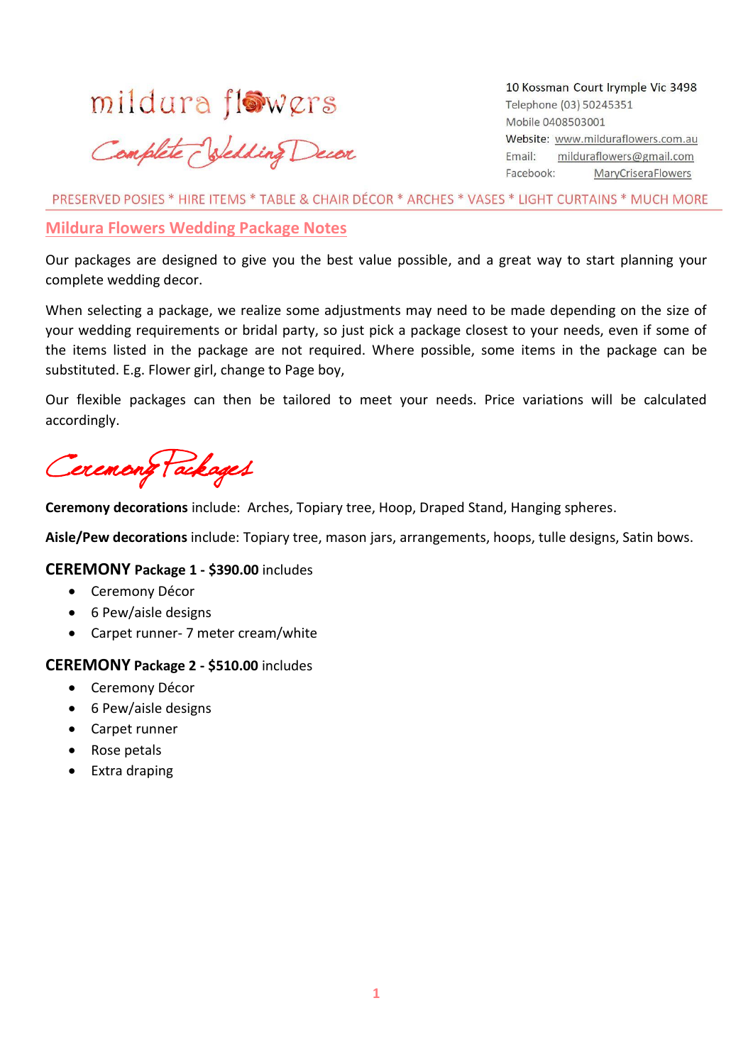mildura flowers

Complete Wedding Decor

10 Kossman Court Irymple Vic 3498
Telephone (03) 50245351
Mobile 0408503001
Website: www.milduraflowers.com.au
Email: milduraflowers@gmail.com
Facebook: MaryCriseraFlowers

PRESERVED POSIES * HIRE ITEMS * TABLE & CHAIR DÉCOR * ARCHES * VASES * LIGHT CURTAINS * MUCH MORE

## Mildura Flowers Wedding Package Notes

Our packages are designed to give you the best value possible, and a great way to start planning your complete wedding decor.

When selecting a package, we realize some adjustments may need to be made depending on the size of your wedding requirements or bridal party, so just pick a package closest to your needs, even if some of the items listed in the package are not required. Where possible, some items in the package can be substituted. E.g. Flower girl, change to Page boy,

Our flexible packages can then be tailored to meet your needs. Price variations will be calculated accordingly.

## Ceremony Packages

**Ceremony decorations** include: Arches, Topiary tree, Hoop, Draped Stand, Hanging spheres.

**Aisle/Pew decorations** include: Topiary tree, mason jars, arrangements, hoops, tulle designs, Satin bows.

### CEREMONY Package 1 - $390.00 includes

- Ceremony Décor
- 6 Pew/aisle designs
- Carpet runner- 7 meter cream/white

### CEREMONY Package 2 - $510.00 includes

- Ceremony Décor
- 6 Pew/aisle designs
- Carpet runner
- Rose petals
- Extra draping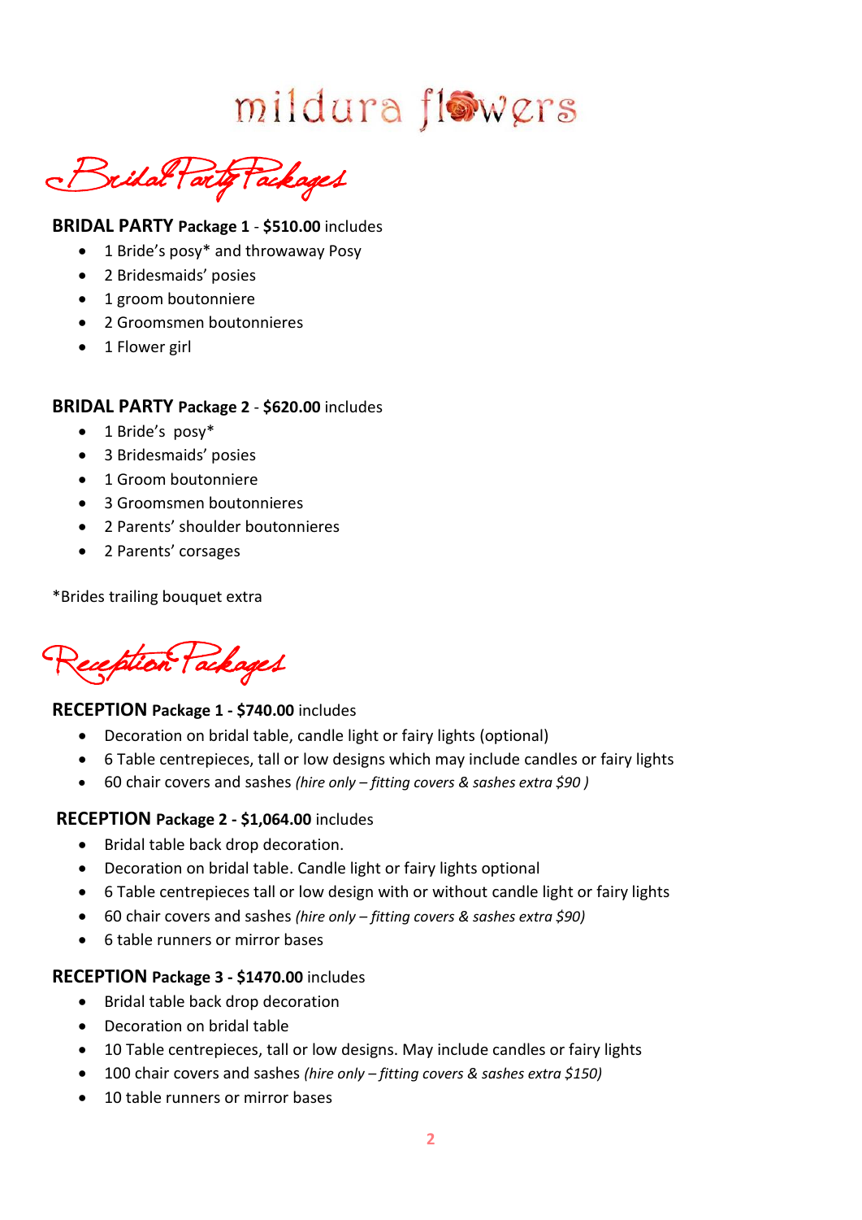# mildura flowers

## Bridal Party Packages

**BRIDAL PARTY Package 1 - $510.00** includes

- 1 Bride's posy* and throwaway Posy
- 2 Bridesmaids' posies
- 1 groom boutonniere
- 2 Groomsmen boutonnieres
- 1 Flower girl

**BRIDAL PARTY Package 2 - $620.00** includes

- 1 Bride's  posy*
- 3 Bridesmaids' posies
- 1 Groom boutonniere
- 3 Groomsmen boutonnieres
- 2 Parents' shoulder boutonnieres
- 2 Parents' corsages

*Brides trailing bouquet extra

## Reception Packages

**RECEPTION Package 1 - $740.00** includes

- Decoration on bridal table, candle light or fairy lights (optional)
- 6 Table centrepieces, tall or low designs which may include candles or fairy lights
- 60 chair covers and sashes *(hire only – fitting covers & sashes extra $90 )*

**RECEPTION Package 2 - $1,064.00** includes

- Bridal table back drop decoration.
- Decoration on bridal table. Candle light or fairy lights optional
- 6 Table centrepieces tall or low design with or without candle light or fairy lights
- 60 chair covers and sashes *(hire only – fitting covers & sashes extra $90)*
- 6 table runners or mirror bases

**RECEPTION Package 3 - $1470.00** includes

- Bridal table back drop decoration
- Decoration on bridal table
- 10 Table centrepieces, tall or low designs. May include candles or fairy lights
- 100 chair covers and sashes *(hire only – fitting covers & sashes extra $150)*
- 10 table runners or mirror bases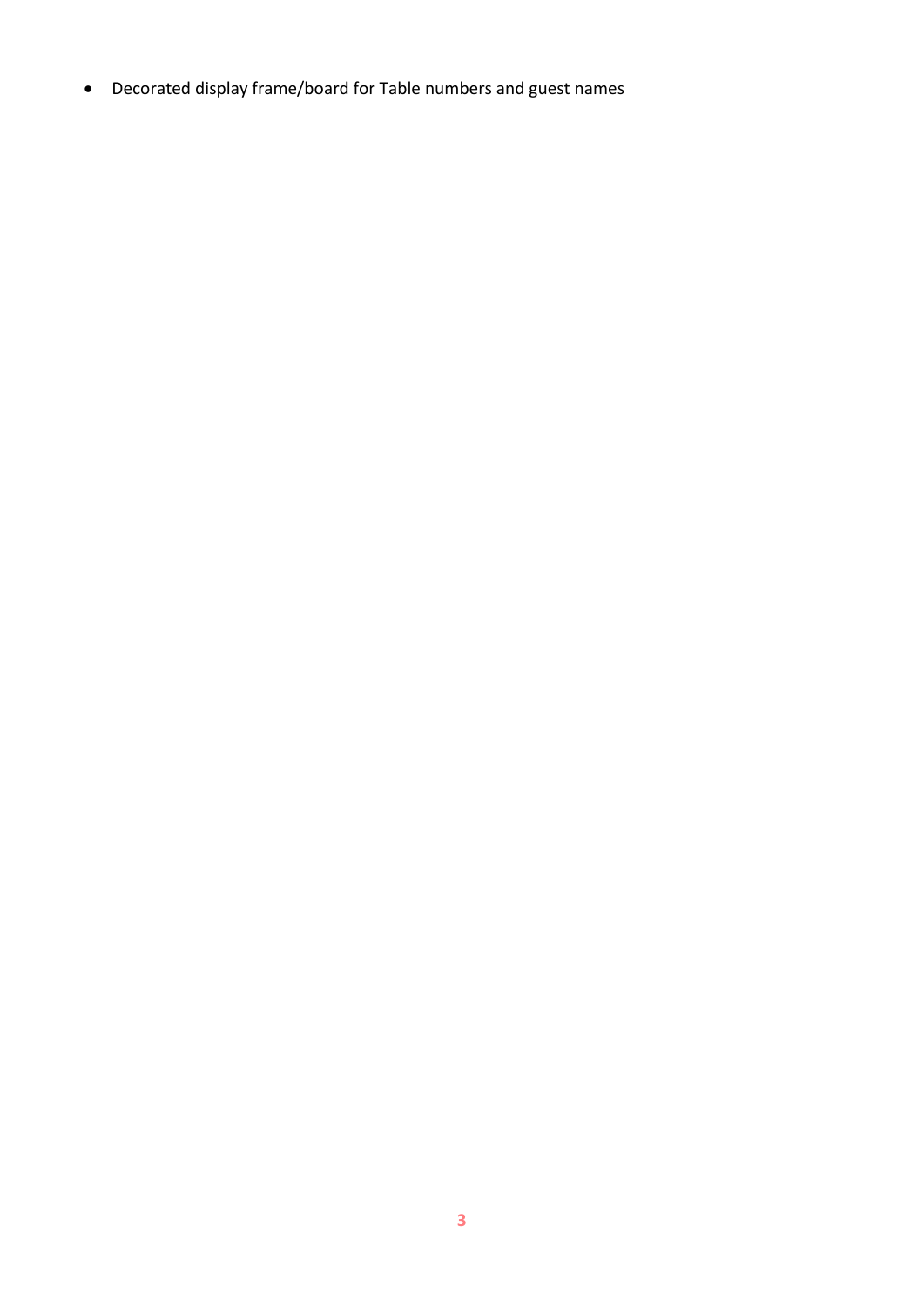- Decorated display frame/board for Table numbers and guest names